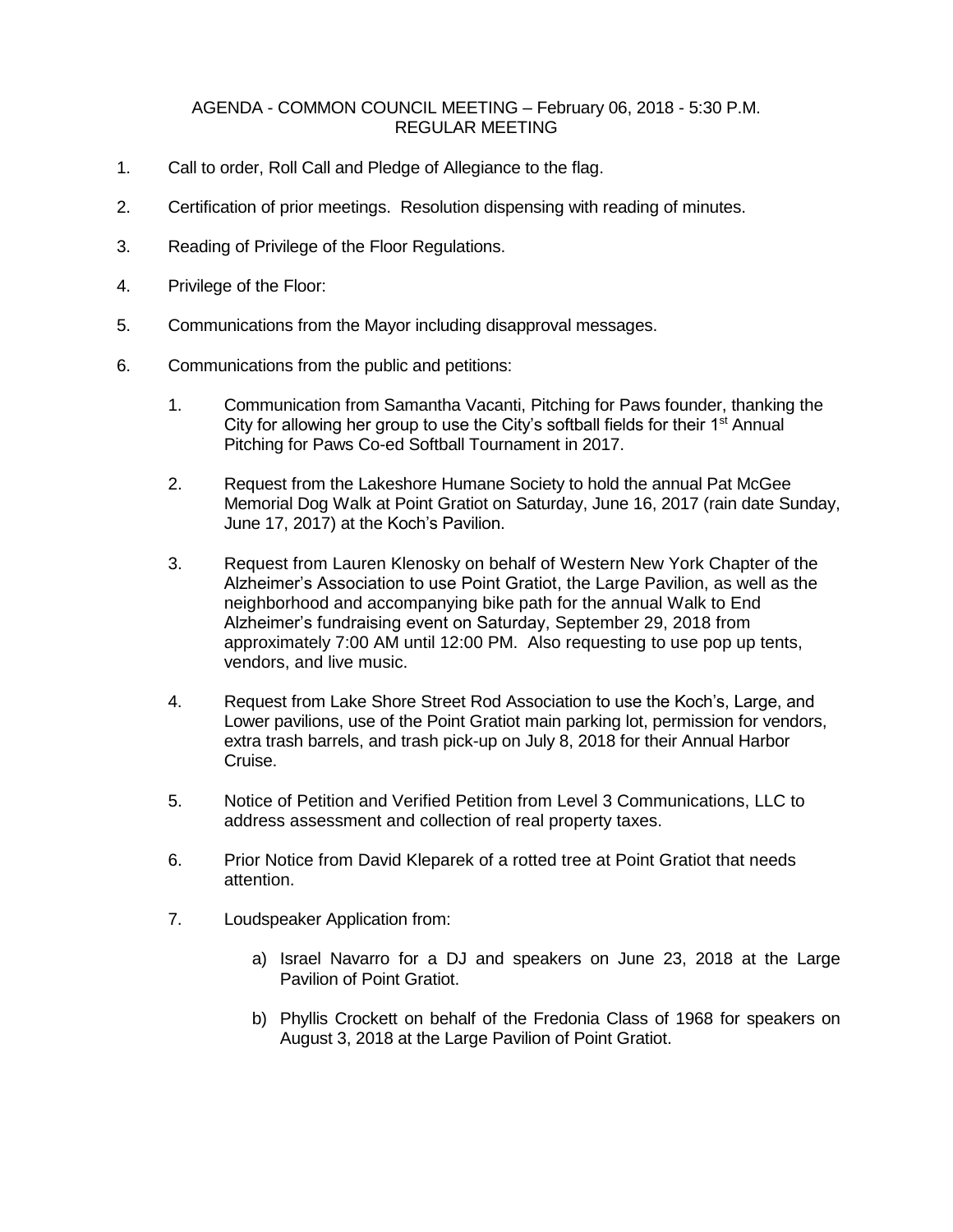AGENDA - COMMON COUNCIL MEETING – February 06, 2018 - 5:30 P.M.
REGULAR MEETING

1. Call to order, Roll Call and Pledge of Allegiance to the flag.

2. Certification of prior meetings. Resolution dispensing with reading of minutes.

3. Reading of Privilege of the Floor Regulations.

4. Privilege of the Floor:

5. Communications from the Mayor including disapproval messages.

6. Communications from the public and petitions:

    1. Communication from Samantha Vacanti, Pitching for Paws founder, thanking the City for allowing her group to use the City's softball fields for their 1st Annual Pitching for Paws Co-ed Softball Tournament in 2017.

    2. Request from the Lakeshore Humane Society to hold the annual Pat McGee Memorial Dog Walk at Point Gratiot on Saturday, June 16, 2017 (rain date Sunday, June 17, 2017) at the Koch's Pavilion.

    3. Request from Lauren Klenosky on behalf of Western New York Chapter of the Alzheimer's Association to use Point Gratiot, the Large Pavilion, as well as the neighborhood and accompanying bike path for the annual Walk to End Alzheimer's fundraising event on Saturday, September 29, 2018 from approximately 7:00 AM until 12:00 PM. Also requesting to use pop up tents, vendors, and live music.

    4. Request from Lake Shore Street Rod Association to use the Koch's, Large, and Lower pavilions, use of the Point Gratiot main parking lot, permission for vendors, extra trash barrels, and trash pick-up on July 8, 2018 for their Annual Harbor Cruise.

    5. Notice of Petition and Verified Petition from Level 3 Communications, LLC to address assessment and collection of real property taxes.

    6. Prior Notice from David Kleparek of a rotted tree at Point Gratiot that needs attention.

    7. Loudspeaker Application from:

        a) Israel Navarro for a DJ and speakers on June 23, 2018 at the Large Pavilion of Point Gratiot.

        b) Phyllis Crockett on behalf of the Fredonia Class of 1968 for speakers on August 3, 2018 at the Large Pavilion of Point Gratiot.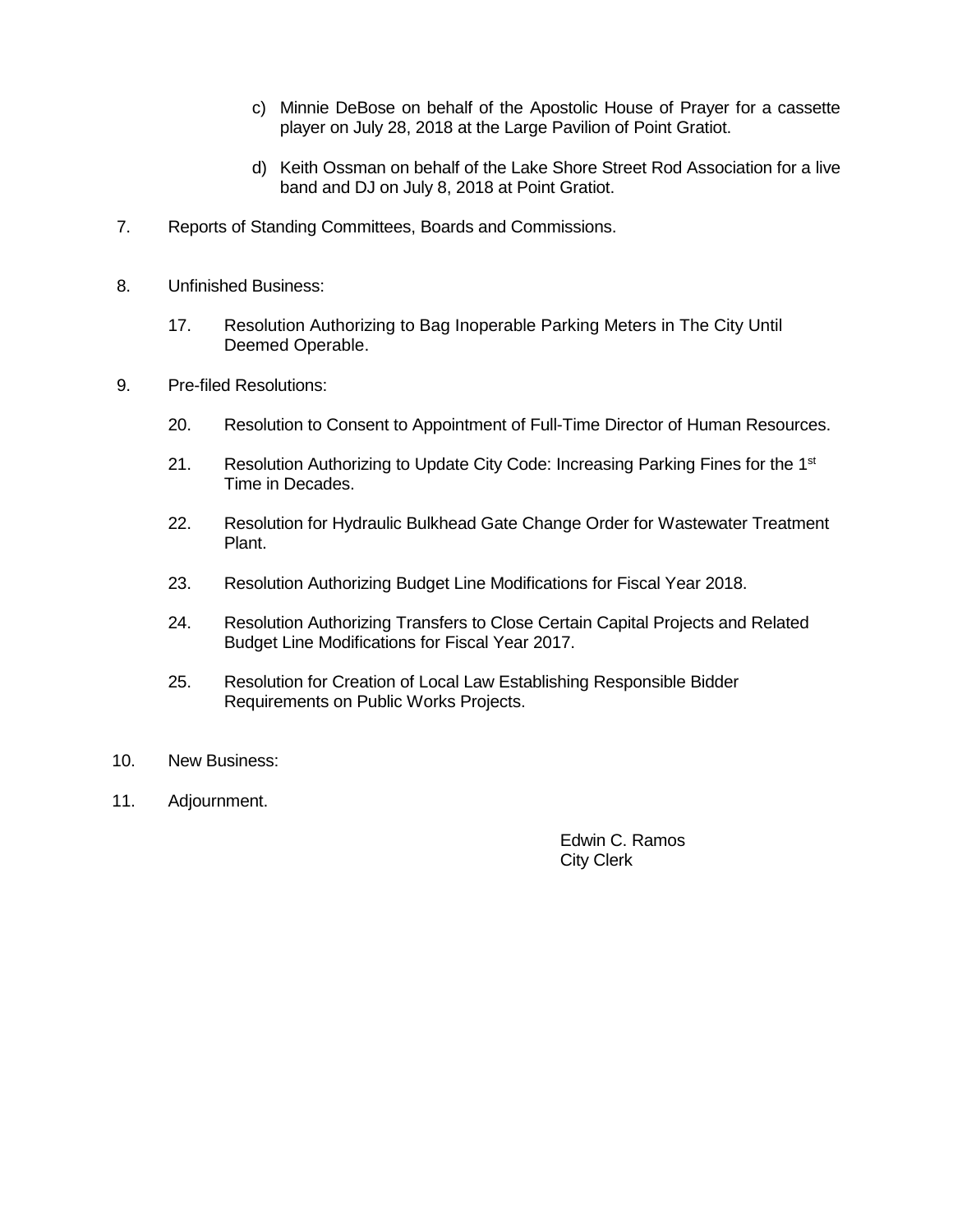c) Minnie DeBose on behalf of the Apostolic House of Prayer for a cassette player on July 28, 2018 at the Large Pavilion of Point Gratiot.

d) Keith Ossman on behalf of the Lake Shore Street Rod Association for a live band and DJ on July 8, 2018 at Point Gratiot.

7. Reports of Standing Committees, Boards and Commissions.

8. Unfinished Business:

   17. Resolution Authorizing to Bag Inoperable Parking Meters in The City Until Deemed Operable.

9. Pre-filed Resolutions:

   20. Resolution to Consent to Appointment of Full-Time Director of Human Resources.

   21. Resolution Authorizing to Update City Code: Increasing Parking Fines for the 1st Time in Decades.

   22. Resolution for Hydraulic Bulkhead Gate Change Order for Wastewater Treatment Plant.

   23. Resolution Authorizing Budget Line Modifications for Fiscal Year 2018.

   24. Resolution Authorizing Transfers to Close Certain Capital Projects and Related Budget Line Modifications for Fiscal Year 2017.

   25. Resolution for Creation of Local Law Establishing Responsible Bidder Requirements on Public Works Projects.

10. New Business:

11. Adjournment.

Edwin C. Ramos
City Clerk